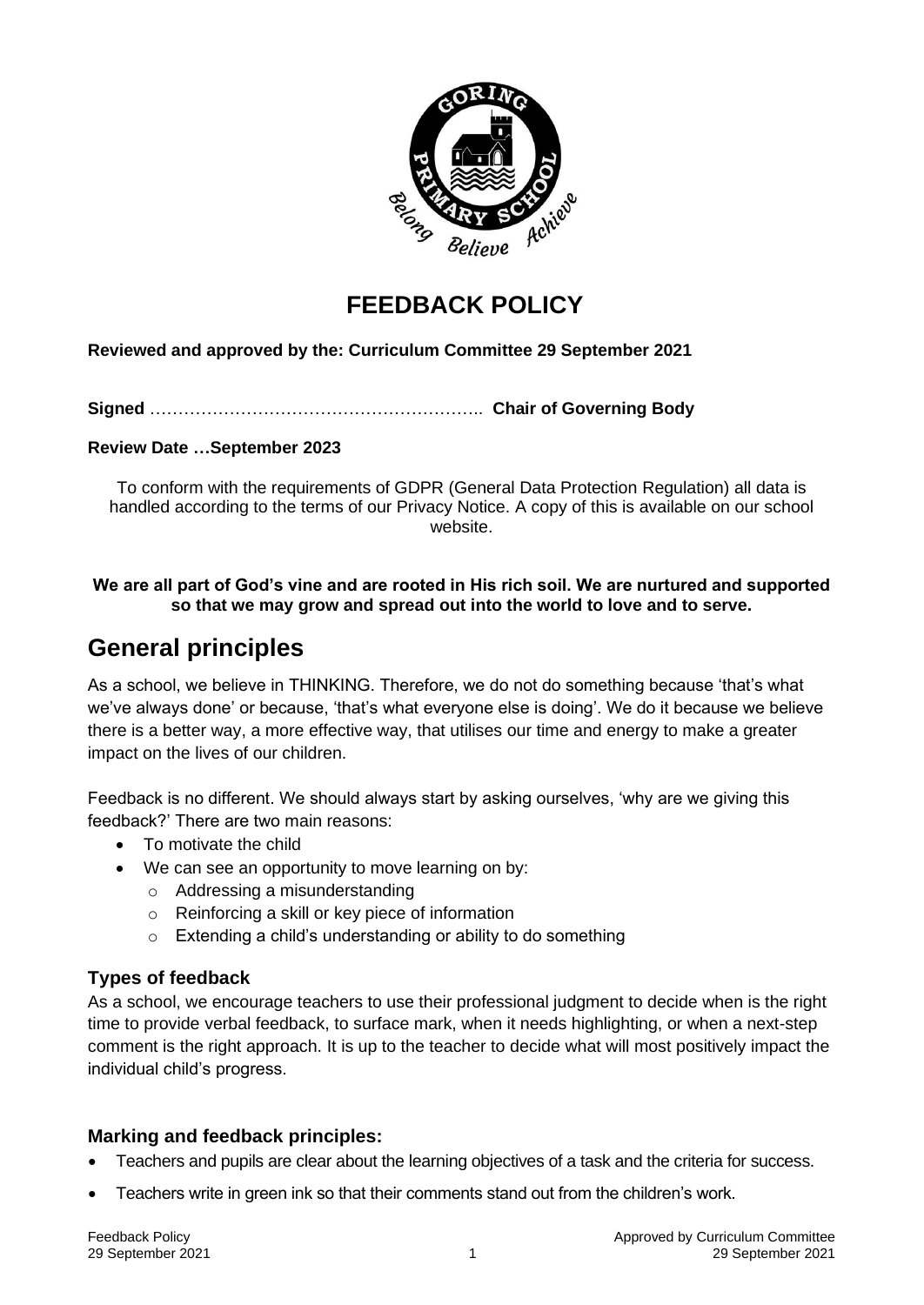# FEEDBACK POLICY

**Reviewed and approved by the: Curriculum Committee 29 September 2021**

**Signed** ………………………………………………….. **Chair of Governing Body**

**Review Date …September 2023**

To conform with the requirements of GDPR (General Data Protection Regulation) all data is handled according to the terms of our Privacy Notice. A copy of this is available on our school website.

**We are all part of God's vine and are rooted in His rich soil. We are nurtured and supported so that we may grow and spread out into the world to love and to serve.**

## General principles

As a school, we believe in THINKING. Therefore, we do not do something because 'that's what we've always done' or because, 'that's what everyone else is doing'. We do it because we believe there is a better way, a more effective way, that utilises our time and energy to make a greater impact on the lives of our children.

Feedback is no different. We should always start by asking ourselves, 'why are we giving this feedback?' There are two main reasons:

- To motivate the child
- We can see an opportunity to move learning on by:
  - Addressing a misunderstanding
  - Reinforcing a skill or key piece of information
  - Extending a child's understanding or ability to do something

### Types of feedback

As a school, we encourage teachers to use their professional judgment to decide when is the right time to provide verbal feedback, to surface mark, when it needs highlighting, or when a next-step comment is the right approach. It is up to the teacher to decide what will most positively impact the individual child's progress.

### Marking and feedback principles:

- Teachers and pupils are clear about the learning objectives of a task and the criteria for success.
- Teachers write in green ink so that their comments stand out from the children's work.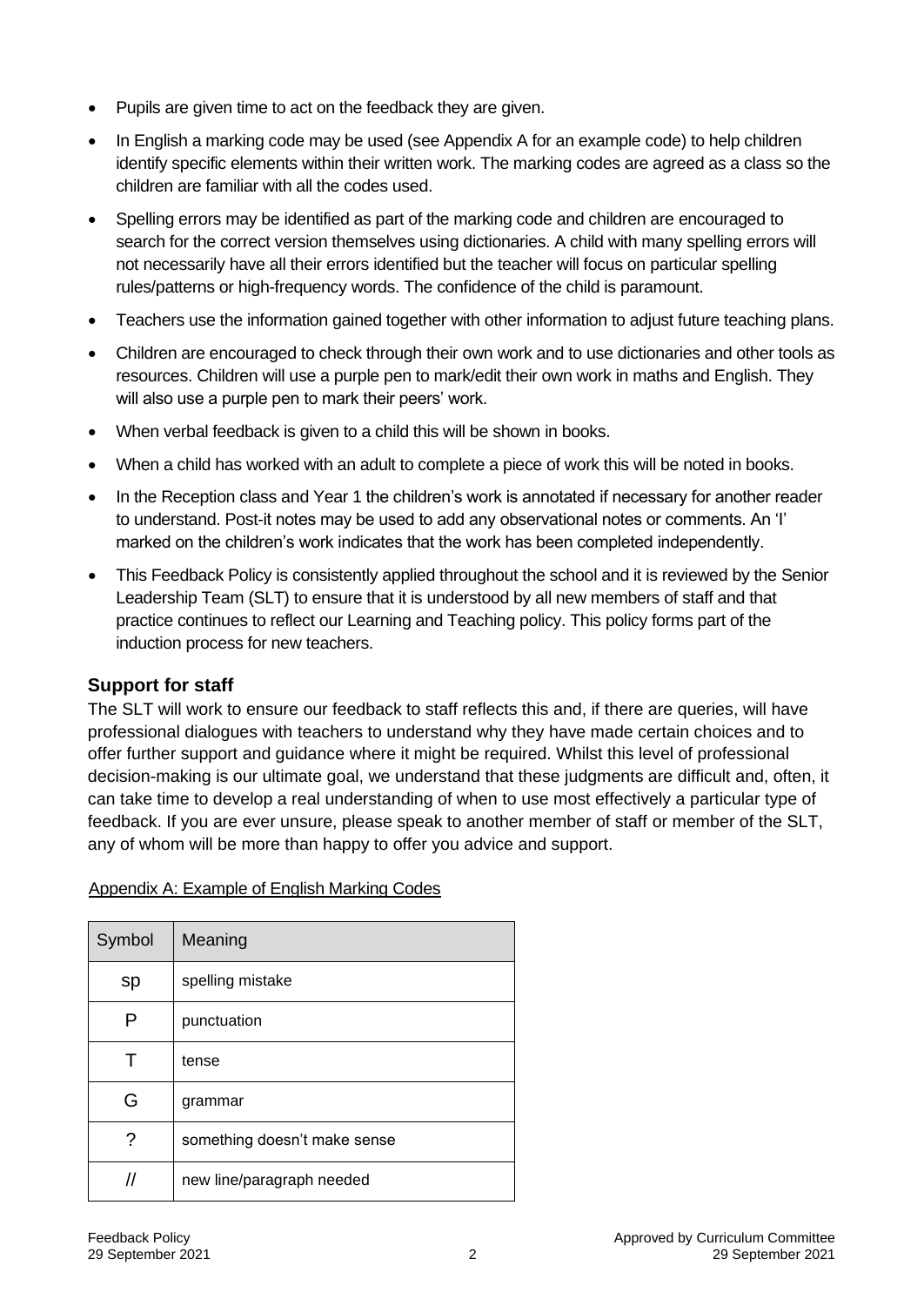- Pupils are given time to act on the feedback they are given.
- In English a marking code may be used (see Appendix A for an example code) to help children identify specific elements within their written work. The marking codes are agreed as a class so the children are familiar with all the codes used.
- Spelling errors may be identified as part of the marking code and children are encouraged to search for the correct version themselves using dictionaries. A child with many spelling errors will not necessarily have all their errors identified but the teacher will focus on particular spelling rules/patterns or high-frequency words. The confidence of the child is paramount.
- Teachers use the information gained together with other information to adjust future teaching plans.
- Children are encouraged to check through their own work and to use dictionaries and other tools as resources. Children will use a purple pen to mark/edit their own work in maths and English. They will also use a purple pen to mark their peers' work.
- When verbal feedback is given to a child this will be shown in books.
- When a child has worked with an adult to complete a piece of work this will be noted in books.
- In the Reception class and Year 1 the children's work is annotated if necessary for another reader to understand. Post-it notes may be used to add any observational notes or comments. An 'I' marked on the children's work indicates that the work has been completed independently.
- This Feedback Policy is consistently applied throughout the school and it is reviewed by the Senior Leadership Team (SLT) to ensure that it is understood by all new members of staff and that practice continues to reflect our Learning and Teaching policy. This policy forms part of the induction process for new teachers.

## Support for staff

The SLT will work to ensure our feedback to staff reflects this and, if there are queries, will have professional dialogues with teachers to understand why they have made certain choices and to offer further support and guidance where it might be required. Whilst this level of professional decision-making is our ultimate goal, we understand that these judgments are difficult and, often, it can take time to develop a real understanding of when to use most effectively a particular type of feedback. If you are ever unsure, please speak to another member of staff or member of the SLT, any of whom will be more than happy to offer you advice and support.

Appendix A: Example of English Marking Codes

| Symbol | Meaning |
|---|---|
| sp | spelling mistake |
| P | punctuation |
| T | tense |
| G | grammar |
| ? | something doesn't make sense |
| // | new line/paragraph needed |